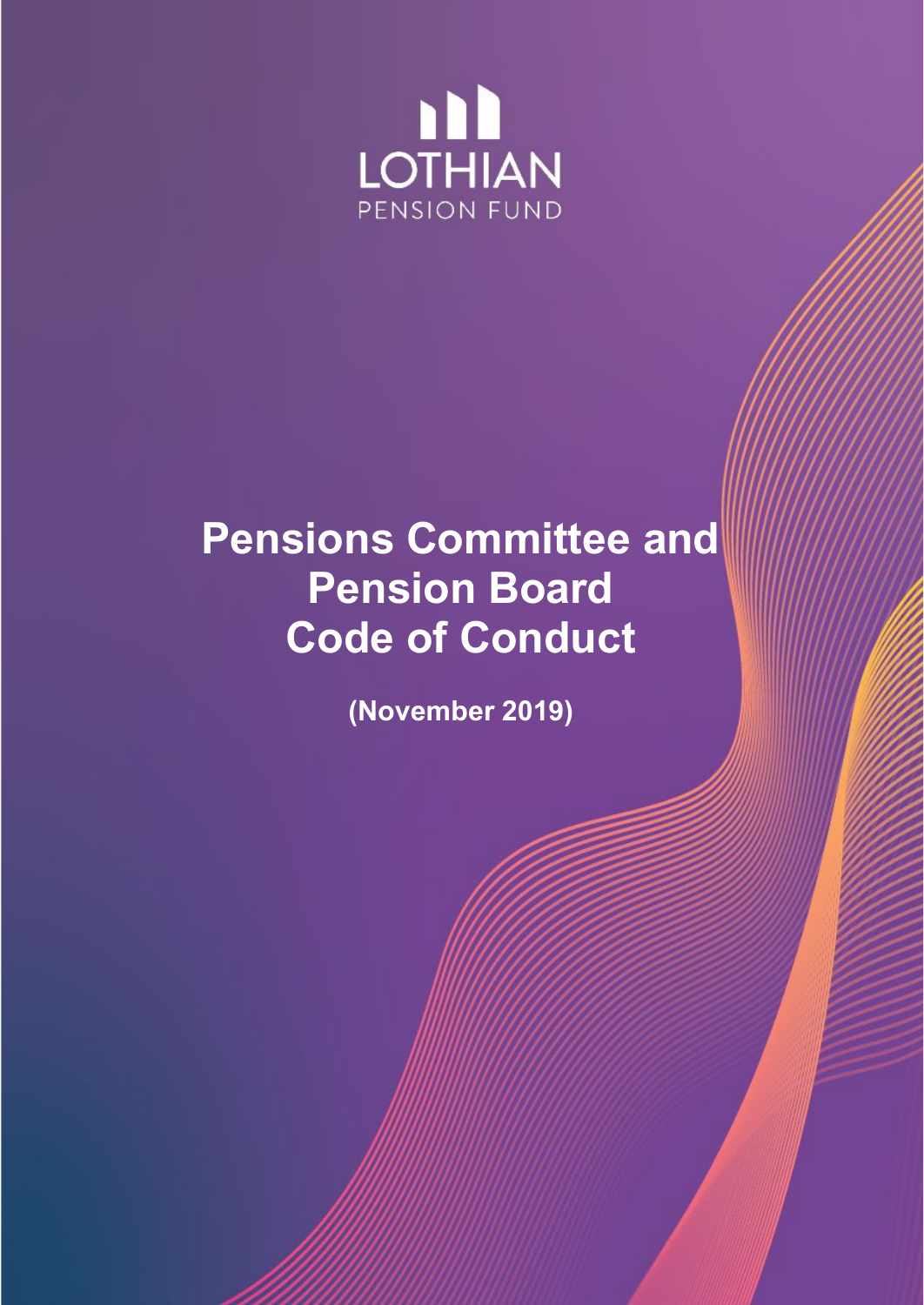LOTHIAN
PENSION FUND

# Pensions Committee and Pension Board Code of Conduct

**(November 2019)**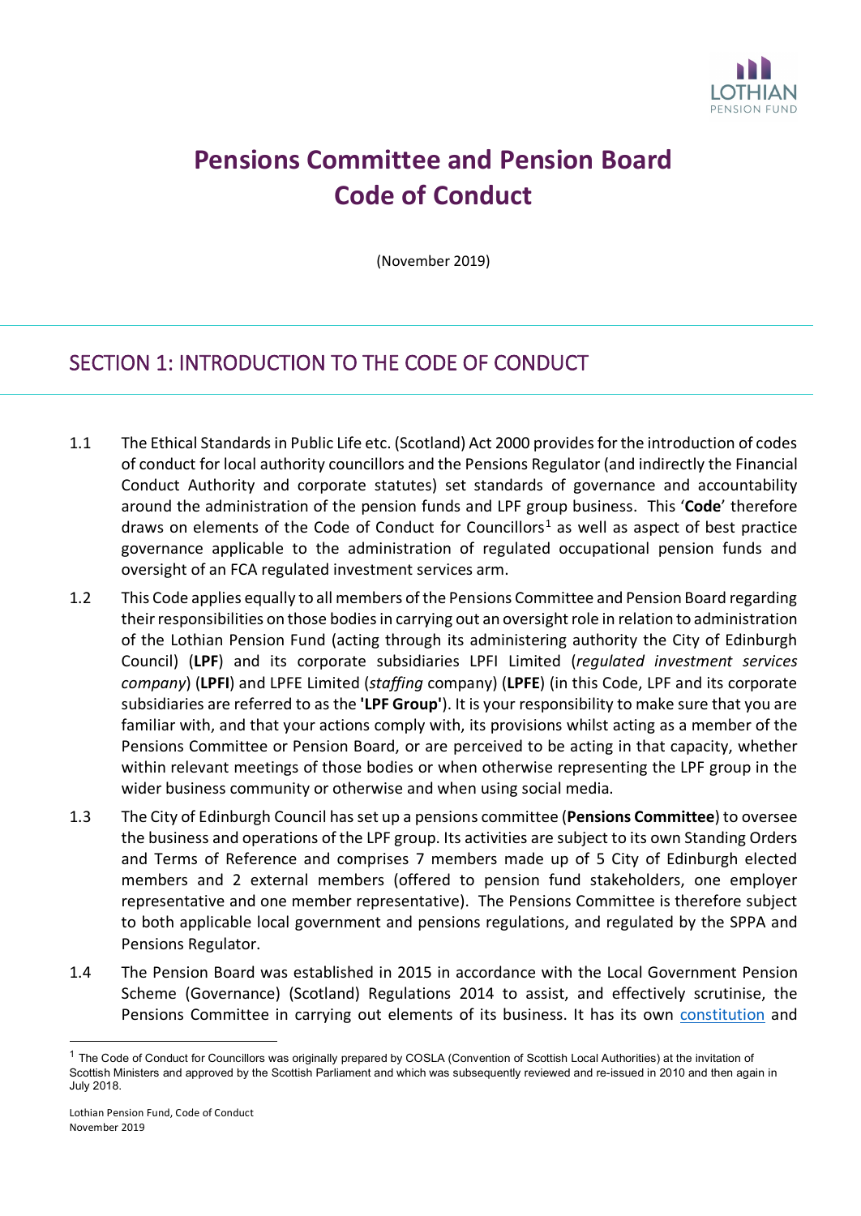# Pensions Committee and Pension Board Code of Conduct

(November 2019)

## SECTION 1: INTRODUCTION TO THE CODE OF CONDUCT

1.1 The Ethical Standards in Public Life etc. (Scotland) Act 2000 provides for the introduction of codes of conduct for local authority councillors and the Pensions Regulator (and indirectly the Financial Conduct Authority and corporate statutes) set standards of governance and accountability around the administration of the pension funds and LPF group business. This '**Code**' therefore draws on elements of the Code of Conduct for Councillors[1] as well as aspect of best practice governance applicable to the administration of regulated occupational pension funds and oversight of an FCA regulated investment services arm.

1.2 This Code applies equally to all members of the Pensions Committee and Pension Board regarding their responsibilities on those bodies in carrying out an oversight role in relation to administration of the Lothian Pension Fund (acting through its administering authority the City of Edinburgh Council) (**LPF**) and its corporate subsidiaries LPFI Limited (*regulated investment services company*) (**LPFI**) and LPFE Limited (*staffing* company) (**LPFE**) (in this Code, LPF and its corporate subsidiaries are referred to as the **'LPF Group'**). It is your responsibility to make sure that you are familiar with, and that your actions comply with, its provisions whilst acting as a member of the Pensions Committee or Pension Board, or are perceived to be acting in that capacity, whether within relevant meetings of those bodies or when otherwise representing the LPF group in the wider business community or otherwise and when using social media.

1.3 The City of Edinburgh Council has set up a pensions committee (**Pensions Committee**) to oversee the business and operations of the LPF group. Its activities are subject to its own Standing Orders and Terms of Reference and comprises 7 members made up of 5 City of Edinburgh elected members and 2 external members (offered to pension fund stakeholders, one employer representative and one member representative). The Pensions Committee is therefore subject to both applicable local government and pensions regulations, and regulated by the SPPA and Pensions Regulator.

1.4 The Pension Board was established in 2015 in accordance with the Local Government Pension Scheme (Governance) (Scotland) Regulations 2014 to assist, and effectively scrutinise, the Pensions Committee in carrying out elements of its business. It has its own constitution and

---

[1] The Code of Conduct for Councillors was originally prepared by COSLA (Convention of Scottish Local Authorities) at the invitation of Scottish Ministers and approved by the Scottish Parliament and which was subsequently reviewed and re-issued in 2010 and then again in July 2018.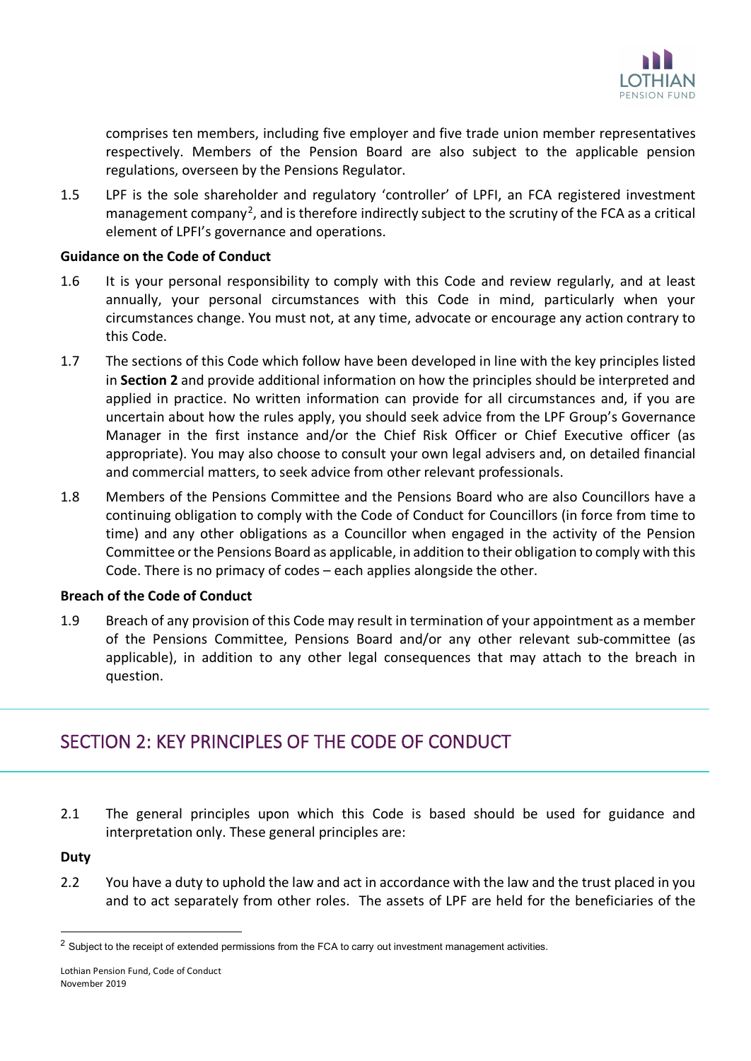comprises ten members, including five employer and five trade union member representatives respectively. Members of the Pension Board are also subject to the applicable pension regulations, overseen by the Pensions Regulator.

1.5 LPF is the sole shareholder and regulatory 'controller' of LPFI, an FCA registered investment management company[2], and is therefore indirectly subject to the scrutiny of the FCA as a critical element of LPFI's governance and operations.

**Guidance on the Code of Conduct**

1.6 It is your personal responsibility to comply with this Code and review regularly, and at least annually, your personal circumstances with this Code in mind, particularly when your circumstances change. You must not, at any time, advocate or encourage any action contrary to this Code.

1.7 The sections of this Code which follow have been developed in line with the key principles listed in **Section 2** and provide additional information on how the principles should be interpreted and applied in practice. No written information can provide for all circumstances and, if you are uncertain about how the rules apply, you should seek advice from the LPF Group's Governance Manager in the first instance and/or the Chief Risk Officer or Chief Executive officer (as appropriate). You may also choose to consult your own legal advisers and, on detailed financial and commercial matters, to seek advice from other relevant professionals.

1.8 Members of the Pensions Committee and the Pensions Board who are also Councillors have a continuing obligation to comply with the Code of Conduct for Councillors (in force from time to time) and any other obligations as a Councillor when engaged in the activity of the Pension Committee or the Pensions Board as applicable, in addition to their obligation to comply with this Code. There is no primacy of codes – each applies alongside the other.

**Breach of the Code of Conduct**

1.9 Breach of any provision of this Code may result in termination of your appointment as a member of the Pensions Committee, Pensions Board and/or any other relevant sub-committee (as applicable), in addition to any other legal consequences that may attach to the breach in question.

## SECTION 2: KEY PRINCIPLES OF THE CODE OF CONDUCT

2.1 The general principles upon which this Code is based should be used for guidance and interpretation only. These general principles are:

**Duty**

2.2 You have a duty to uphold the law and act in accordance with the law and the trust placed in you and to act separately from other roles. The assets of LPF are held for the beneficiaries of the

---

[2] Subject to the receipt of extended permissions from the FCA to carry out investment management activities.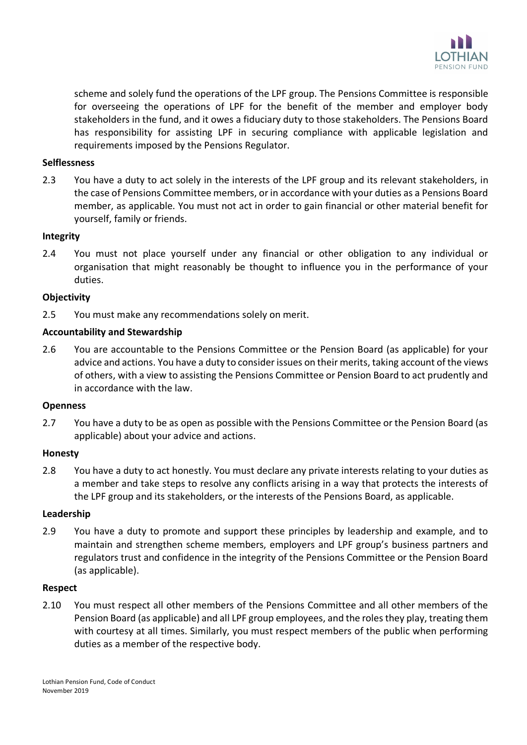scheme and solely fund the operations of the LPF group. The Pensions Committee is responsible for overseeing the operations of LPF for the benefit of the member and employer body stakeholders in the fund, and it owes a fiduciary duty to those stakeholders. The Pensions Board has responsibility for assisting LPF in securing compliance with applicable legislation and requirements imposed by the Pensions Regulator.

**Selflessness**

2.3 You have a duty to act solely in the interests of the LPF group and its relevant stakeholders, in the case of Pensions Committee members, or in accordance with your duties as a Pensions Board member, as applicable. You must not act in order to gain financial or other material benefit for yourself, family or friends.

**Integrity**

2.4 You must not place yourself under any financial or other obligation to any individual or organisation that might reasonably be thought to influence you in the performance of your duties.

**Objectivity**

2.5 You must make any recommendations solely on merit.

**Accountability and Stewardship**

2.6 You are accountable to the Pensions Committee or the Pension Board (as applicable) for your advice and actions. You have a duty to consider issues on their merits, taking account of the views of others, with a view to assisting the Pensions Committee or Pension Board to act prudently and in accordance with the law.

**Openness**

2.7 You have a duty to be as open as possible with the Pensions Committee or the Pension Board (as applicable) about your advice and actions.

**Honesty**

2.8 You have a duty to act honestly. You must declare any private interests relating to your duties as a member and take steps to resolve any conflicts arising in a way that protects the interests of the LPF group and its stakeholders, or the interests of the Pensions Board, as applicable.

**Leadership**

2.9 You have a duty to promote and support these principles by leadership and example, and to maintain and strengthen scheme members, employers and LPF group's business partners and regulators trust and confidence in the integrity of the Pensions Committee or the Pension Board (as applicable).

**Respect**

2.10 You must respect all other members of the Pensions Committee and all other members of the Pension Board (as applicable) and all LPF group employees, and the roles they play, treating them with courtesy at all times. Similarly, you must respect members of the public when performing duties as a member of the respective body.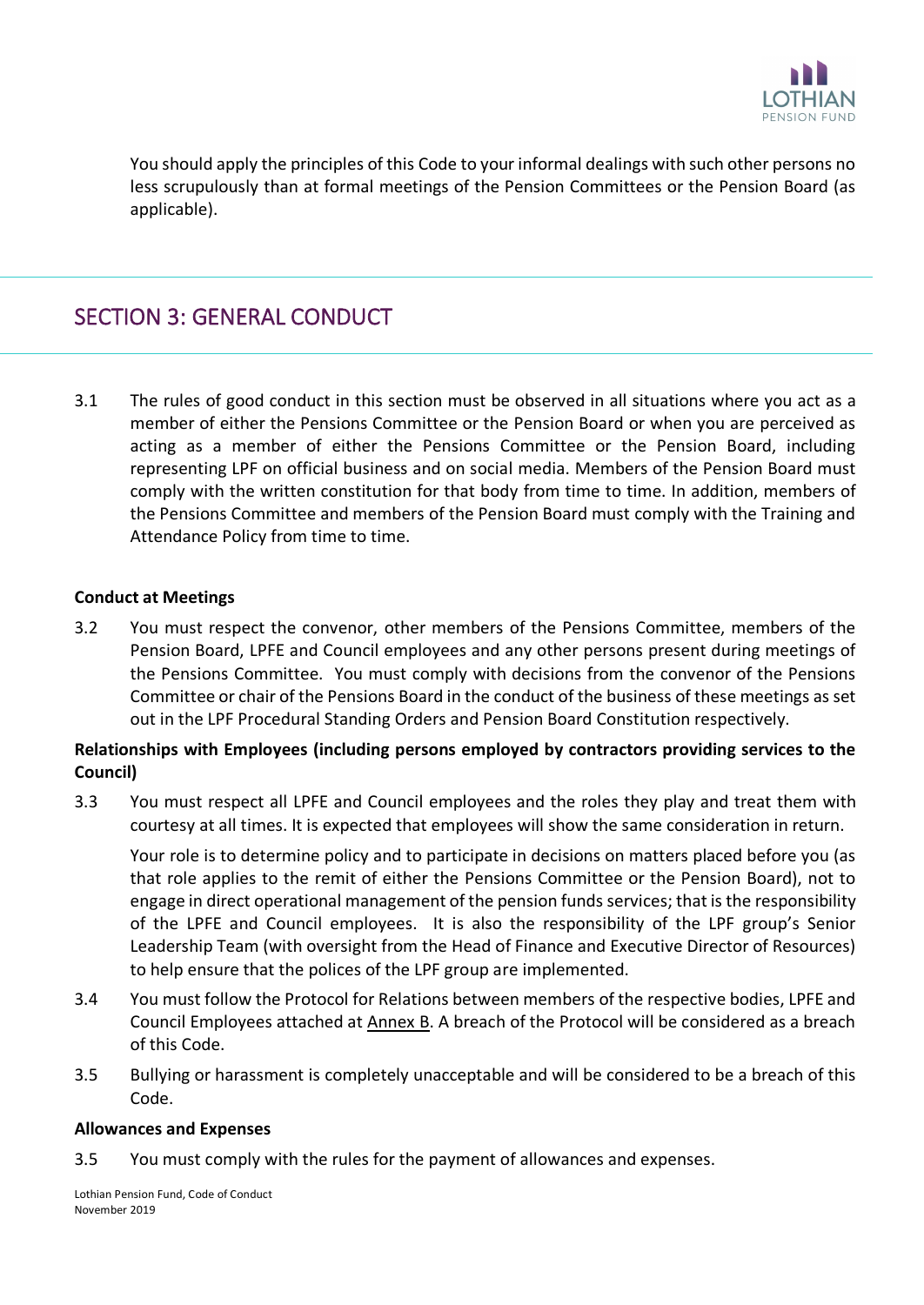You should apply the principles of this Code to your informal dealings with such other persons no less scrupulously than at formal meetings of the Pension Committees or the Pension Board (as applicable).

## SECTION 3: GENERAL CONDUCT

3.1 The rules of good conduct in this section must be observed in all situations where you act as a member of either the Pensions Committee or the Pension Board or when you are perceived as acting as a member of either the Pensions Committee or the Pension Board, including representing LPF on official business and on social media. Members of the Pension Board must comply with the written constitution for that body from time to time. In addition, members of the Pensions Committee and members of the Pension Board must comply with the Training and Attendance Policy from time to time.

**Conduct at Meetings**

3.2 You must respect the convenor, other members of the Pensions Committee, members of the Pension Board, LPFE and Council employees and any other persons present during meetings of the Pensions Committee. You must comply with decisions from the convenor of the Pensions Committee or chair of the Pensions Board in the conduct of the business of these meetings as set out in the LPF Procedural Standing Orders and Pension Board Constitution respectively.

**Relationships with Employees (including persons employed by contractors providing services to the Council)**

3.3 You must respect all LPFE and Council employees and the roles they play and treat them with courtesy at all times. It is expected that employees will show the same consideration in return.

Your role is to determine policy and to participate in decisions on matters placed before you (as that role applies to the remit of either the Pensions Committee or the Pension Board), not to engage in direct operational management of the pension funds services; that is the responsibility of the LPFE and Council employees. It is also the responsibility of the LPF group's Senior Leadership Team (with oversight from the Head of Finance and Executive Director of Resources) to help ensure that the polices of the LPF group are implemented.

3.4 You must follow the Protocol for Relations between members of the respective bodies, LPFE and Council Employees attached at Annex B. A breach of the Protocol will be considered as a breach of this Code.

3.5 Bullying or harassment is completely unacceptable and will be considered to be a breach of this Code.

**Allowances and Expenses**

3.5 You must comply with the rules for the payment of allowances and expenses.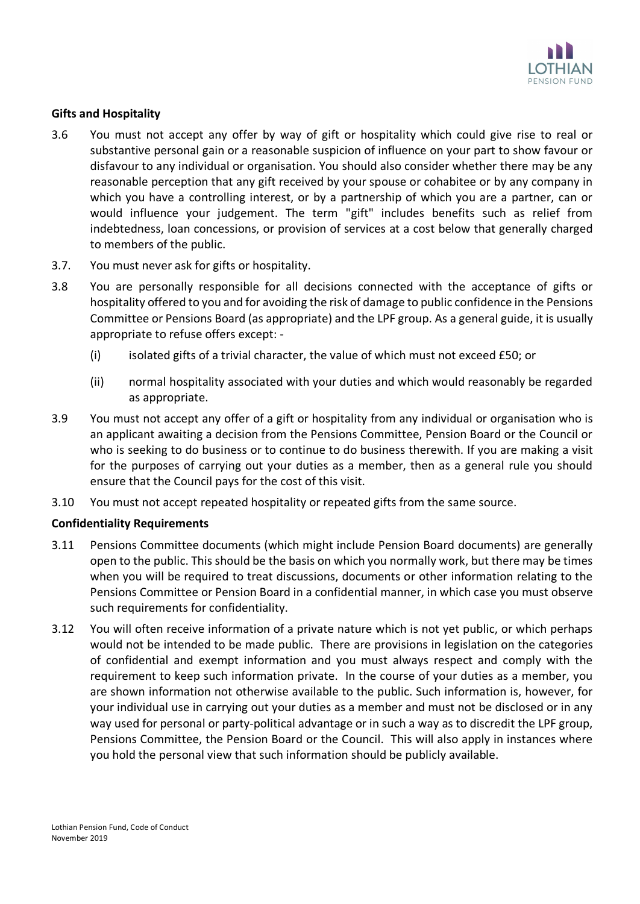**Gifts and Hospitality**

3.6 You must not accept any offer by way of gift or hospitality which could give rise to real or substantive personal gain or a reasonable suspicion of influence on your part to show favour or disfavour to any individual or organisation. You should also consider whether there may be any reasonable perception that any gift received by your spouse or cohabitee or by any company in which you have a controlling interest, or by a partnership of which you are a partner, can or would influence your judgement. The term "gift" includes benefits such as relief from indebtedness, loan concessions, or provision of services at a cost below that generally charged to members of the public.

3.7. You must never ask for gifts or hospitality.

3.8 You are personally responsible for all decisions connected with the acceptance of gifts or hospitality offered to you and for avoiding the risk of damage to public confidence in the Pensions Committee or Pensions Board (as appropriate) and the LPF group. As a general guide, it is usually appropriate to refuse offers except: -

  (i) isolated gifts of a trivial character, the value of which must not exceed £50; or

  (ii) normal hospitality associated with your duties and which would reasonably be regarded as appropriate.

3.9 You must not accept any offer of a gift or hospitality from any individual or organisation who is an applicant awaiting a decision from the Pensions Committee, Pension Board or the Council or who is seeking to do business or to continue to do business therewith. If you are making a visit for the purposes of carrying out your duties as a member, then as a general rule you should ensure that the Council pays for the cost of this visit.

3.10 You must not accept repeated hospitality or repeated gifts from the same source.

**Confidentiality Requirements**

3.11 Pensions Committee documents (which might include Pension Board documents) are generally open to the public. This should be the basis on which you normally work, but there may be times when you will be required to treat discussions, documents or other information relating to the Pensions Committee or Pension Board in a confidential manner, in which case you must observe such requirements for confidentiality.

3.12 You will often receive information of a private nature which is not yet public, or which perhaps would not be intended to be made public. There are provisions in legislation on the categories of confidential and exempt information and you must always respect and comply with the requirement to keep such information private. In the course of your duties as a member, you are shown information not otherwise available to the public. Such information is, however, for your individual use in carrying out your duties as a member and must not be disclosed or in any way used for personal or party-political advantage or in such a way as to discredit the LPF group, Pensions Committee, the Pension Board or the Council. This will also apply in instances where you hold the personal view that such information should be publicly available.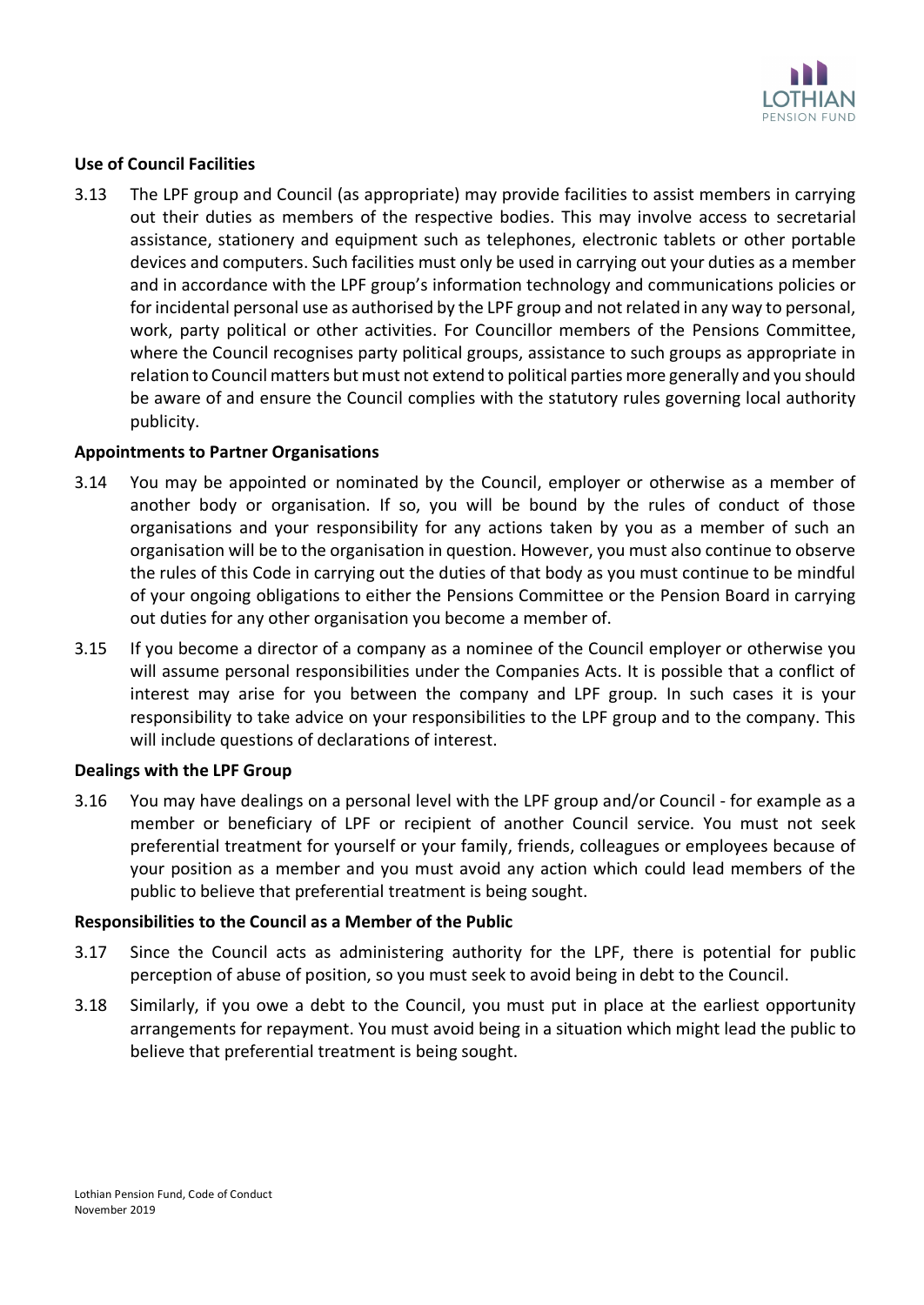**Use of Council Facilities**

3.13 The LPF group and Council (as appropriate) may provide facilities to assist members in carrying out their duties as members of the respective bodies. This may involve access to secretarial assistance, stationery and equipment such as telephones, electronic tablets or other portable devices and computers. Such facilities must only be used in carrying out your duties as a member and in accordance with the LPF group's information technology and communications policies or for incidental personal use as authorised by the LPF group and not related in any way to personal, work, party political or other activities. For Councillor members of the Pensions Committee, where the Council recognises party political groups, assistance to such groups as appropriate in relation to Council matters but must not extend to political parties more generally and you should be aware of and ensure the Council complies with the statutory rules governing local authority publicity.

**Appointments to Partner Organisations**

3.14 You may be appointed or nominated by the Council, employer or otherwise as a member of another body or organisation. If so, you will be bound by the rules of conduct of those organisations and your responsibility for any actions taken by you as a member of such an organisation will be to the organisation in question. However, you must also continue to observe the rules of this Code in carrying out the duties of that body as you must continue to be mindful of your ongoing obligations to either the Pensions Committee or the Pension Board in carrying out duties for any other organisation you become a member of.

3.15 If you become a director of a company as a nominee of the Council employer or otherwise you will assume personal responsibilities under the Companies Acts. It is possible that a conflict of interest may arise for you between the company and LPF group. In such cases it is your responsibility to take advice on your responsibilities to the LPF group and to the company. This will include questions of declarations of interest.

**Dealings with the LPF Group**

3.16 You may have dealings on a personal level with the LPF group and/or Council - for example as a member or beneficiary of LPF or recipient of another Council service. You must not seek preferential treatment for yourself or your family, friends, colleagues or employees because of your position as a member and you must avoid any action which could lead members of the public to believe that preferential treatment is being sought.

**Responsibilities to the Council as a Member of the Public**

3.17 Since the Council acts as administering authority for the LPF, there is potential for public perception of abuse of position, so you must seek to avoid being in debt to the Council.

3.18 Similarly, if you owe a debt to the Council, you must put in place at the earliest opportunity arrangements for repayment. You must avoid being in a situation which might lead the public to believe that preferential treatment is being sought.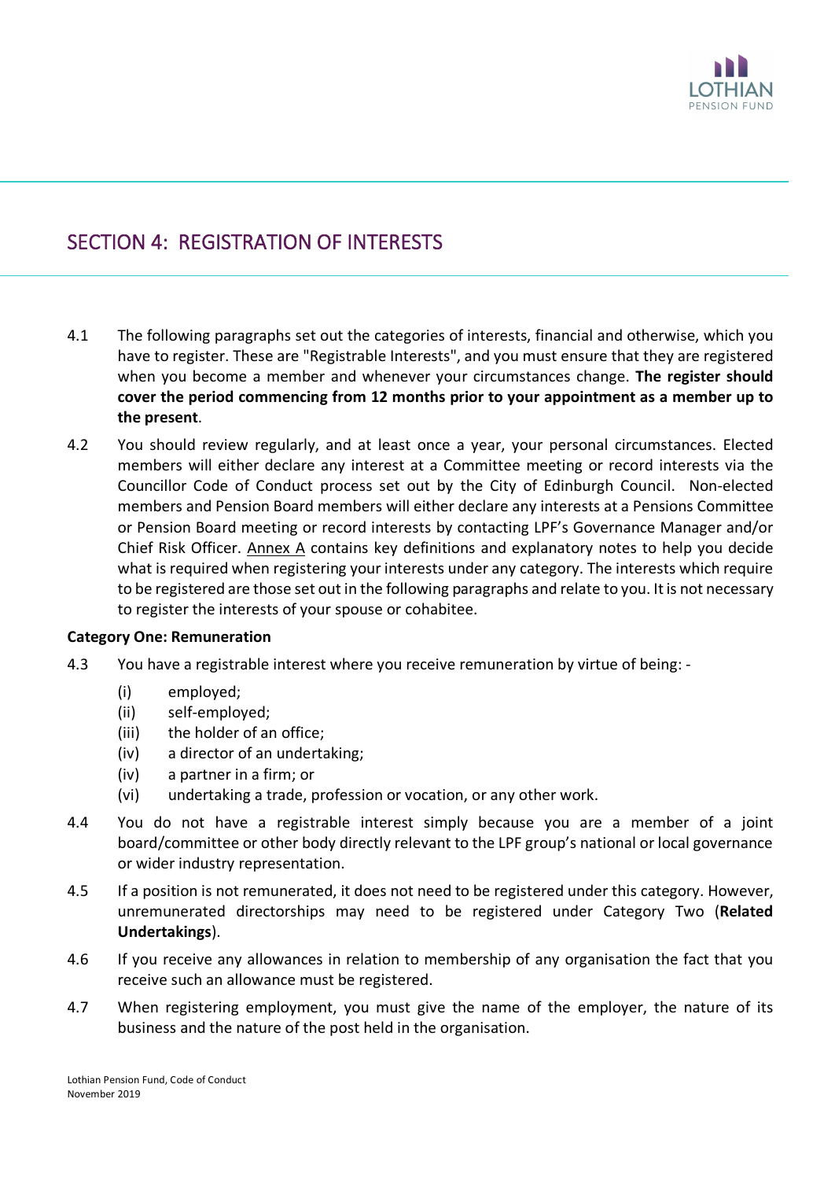# SECTION 4: REGISTRATION OF INTERESTS

4.1 The following paragraphs set out the categories of interests, financial and otherwise, which you have to register. These are "Registrable Interests", and you must ensure that they are registered when you become a member and whenever your circumstances change. **The register should cover the period commencing from 12 months prior to your appointment as a member up to the present**.

4.2 You should review regularly, and at least once a year, your personal circumstances. Elected members will either declare any interest at a Committee meeting or record interests via the Councillor Code of Conduct process set out by the City of Edinburgh Council. Non-elected members and Pension Board members will either declare any interests at a Pensions Committee or Pension Board meeting or record interests by contacting LPF's Governance Manager and/or Chief Risk Officer. Annex A contains key definitions and explanatory notes to help you decide what is required when registering your interests under any category. The interests which require to be registered are those set out in the following paragraphs and relate to you. It is not necessary to register the interests of your spouse or cohabitee.

**Category One: Remuneration**

4.3 You have a registrable interest where you receive remuneration by virtue of being: -

(i) employed;
(ii) self-employed;
(iii) the holder of an office;
(iv) a director of an undertaking;
(iv) a partner in a firm; or
(vi) undertaking a trade, profession or vocation, or any other work.

4.4 You do not have a registrable interest simply because you are a member of a joint board/committee or other body directly relevant to the LPF group's national or local governance or wider industry representation.

4.5 If a position is not remunerated, it does not need to be registered under this category. However, unremunerated directorships may need to be registered under Category Two (**Related Undertakings**).

4.6 If you receive any allowances in relation to membership of any organisation the fact that you receive such an allowance must be registered.

4.7 When registering employment, you must give the name of the employer, the nature of its business and the nature of the post held in the organisation.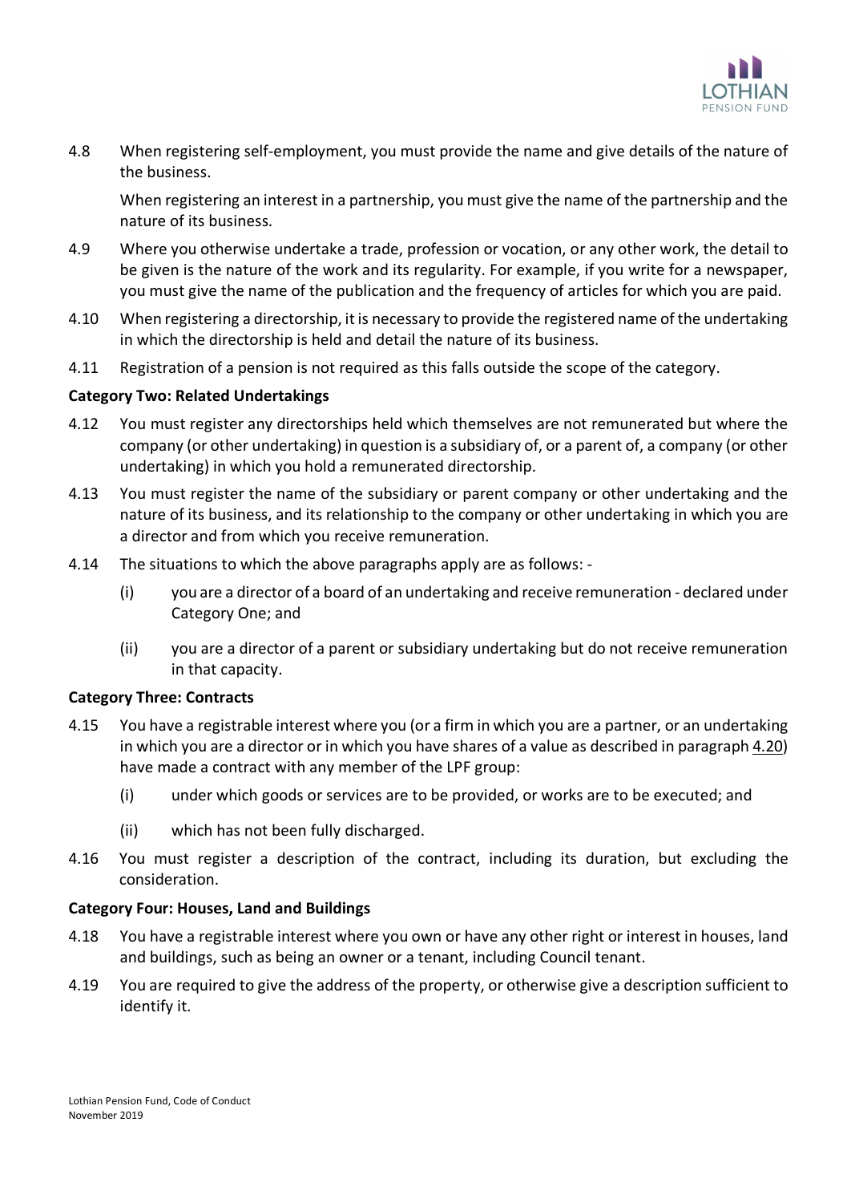4.8 When registering self-employment, you must provide the name and give details of the nature of the business.

When registering an interest in a partnership, you must give the name of the partnership and the nature of its business.

4.9 Where you otherwise undertake a trade, profession or vocation, or any other work, the detail to be given is the nature of the work and its regularity. For example, if you write for a newspaper, you must give the name of the publication and the frequency of articles for which you are paid.

4.10 When registering a directorship, it is necessary to provide the registered name of the undertaking in which the directorship is held and detail the nature of its business.

4.11 Registration of a pension is not required as this falls outside the scope of the category.

**Category Two: Related Undertakings**

4.12 You must register any directorships held which themselves are not remunerated but where the company (or other undertaking) in question is a subsidiary of, or a parent of, a company (or other undertaking) in which you hold a remunerated directorship.

4.13 You must register the name of the subsidiary or parent company or other undertaking and the nature of its business, and its relationship to the company or other undertaking in which you are a director and from which you receive remuneration.

4.14 The situations to which the above paragraphs apply are as follows: -

(i) you are a director of a board of an undertaking and receive remuneration - declared under Category One; and

(ii) you are a director of a parent or subsidiary undertaking but do not receive remuneration in that capacity.

**Category Three: Contracts**

4.15 You have a registrable interest where you (or a firm in which you are a partner, or an undertaking in which you are a director or in which you have shares of a value as described in paragraph 4.20) have made a contract with any member of the LPF group:

(i) under which goods or services are to be provided, or works are to be executed; and

(ii) which has not been fully discharged.

4.16 You must register a description of the contract, including its duration, but excluding the consideration.

**Category Four: Houses, Land and Buildings**

4.18 You have a registrable interest where you own or have any other right or interest in houses, land and buildings, such as being an owner or a tenant, including Council tenant.

4.19 You are required to give the address of the property, or otherwise give a description sufficient to identify it.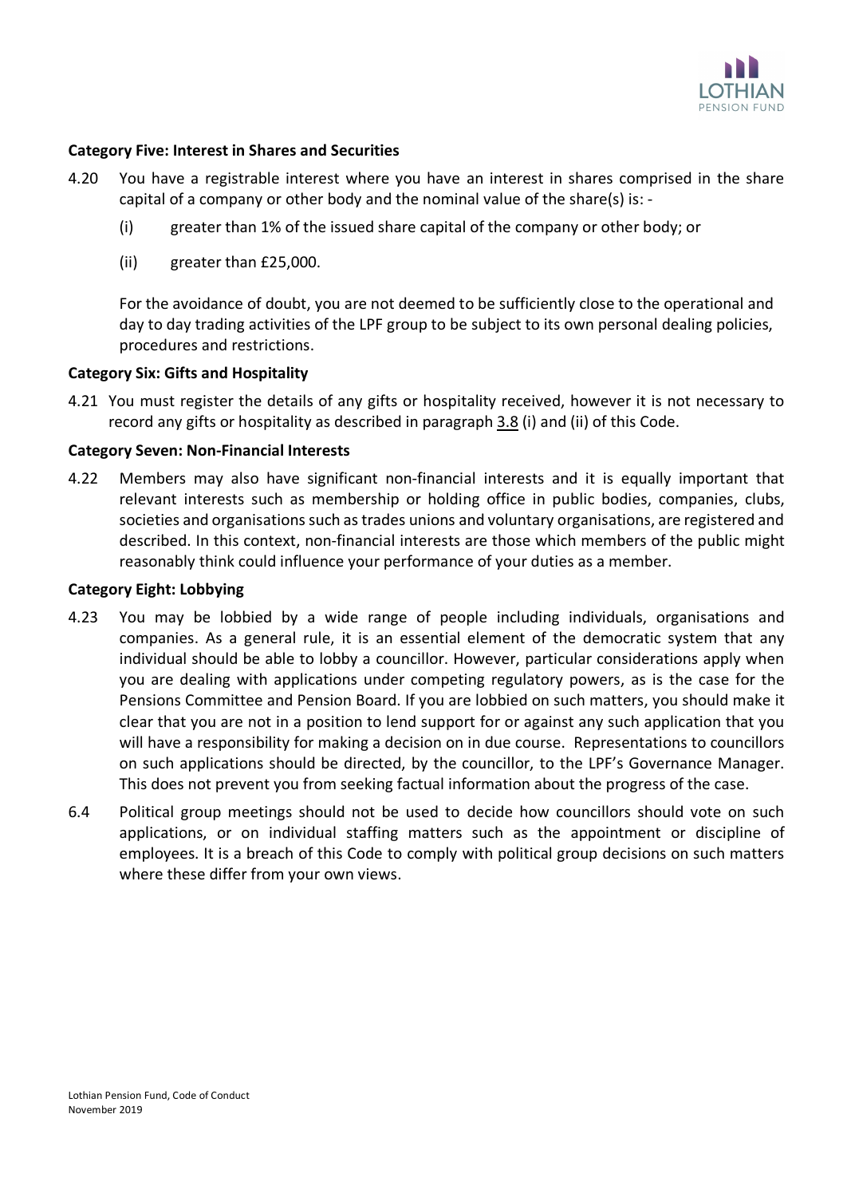### Category Five: Interest in Shares and Securities

4.20 You have a registrable interest where you have an interest in shares comprised in the share capital of a company or other body and the nominal value of the share(s) is: -

(i) greater than 1% of the issued share capital of the company or other body; or

(ii) greater than £25,000.

For the avoidance of doubt, you are not deemed to be sufficiently close to the operational and day to day trading activities of the LPF group to be subject to its own personal dealing policies, procedures and restrictions.

### Category Six: Gifts and Hospitality

4.21 You must register the details of any gifts or hospitality received, however it is not necessary to record any gifts or hospitality as described in paragraph 3.8 (i) and (ii) of this Code.

### Category Seven: Non-Financial Interests

4.22 Members may also have significant non-financial interests and it is equally important that relevant interests such as membership or holding office in public bodies, companies, clubs, societies and organisations such as trades unions and voluntary organisations, are registered and described. In this context, non-financial interests are those which members of the public might reasonably think could influence your performance of your duties as a member.

### Category Eight: Lobbying

4.23 You may be lobbied by a wide range of people including individuals, organisations and companies. As a general rule, it is an essential element of the democratic system that any individual should be able to lobby a councillor. However, particular considerations apply when you are dealing with applications under competing regulatory powers, as is the case for the Pensions Committee and Pension Board. If you are lobbied on such matters, you should make it clear that you are not in a position to lend support for or against any such application that you will have a responsibility for making a decision on in due course. Representations to councillors on such applications should be directed, by the councillor, to the LPF's Governance Manager. This does not prevent you from seeking factual information about the progress of the case.

6.4 Political group meetings should not be used to decide how councillors should vote on such applications, or on individual staffing matters such as the appointment or discipline of employees. It is a breach of this Code to comply with political group decisions on such matters where these differ from your own views.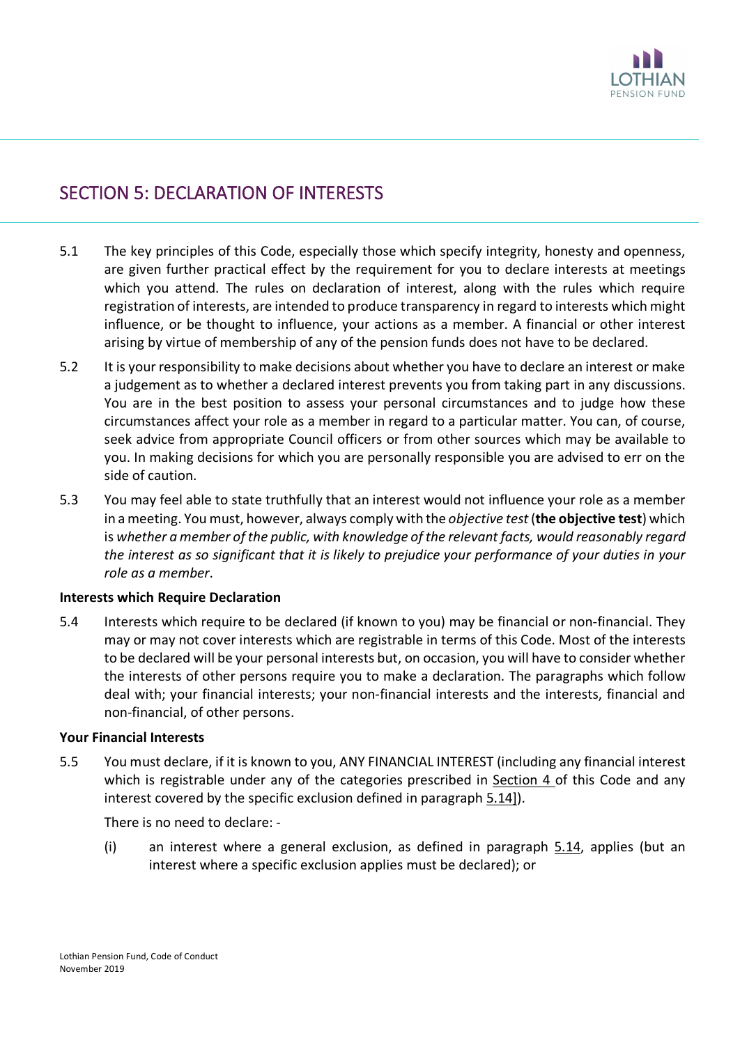## SECTION 5: DECLARATION OF INTERESTS

5.1 The key principles of this Code, especially those which specify integrity, honesty and openness, are given further practical effect by the requirement for you to declare interests at meetings which you attend. The rules on declaration of interest, along with the rules which require registration of interests, are intended to produce transparency in regard to interests which might influence, or be thought to influence, your actions as a member. A financial or other interest arising by virtue of membership of any of the pension funds does not have to be declared.

5.2 It is your responsibility to make decisions about whether you have to declare an interest or make a judgement as to whether a declared interest prevents you from taking part in any discussions. You are in the best position to assess your personal circumstances and to judge how these circumstances affect your role as a member in regard to a particular matter. You can, of course, seek advice from appropriate Council officers or from other sources which may be available to you. In making decisions for which you are personally responsible you are advised to err on the side of caution.

5.3 You may feel able to state truthfully that an interest would not influence your role as a member in a meeting. You must, however, always comply with the *objective test* (**the objective test**) which is *whether a member of the public, with knowledge of the relevant facts, would reasonably regard the interest as so significant that it is likely to prejudice your performance of your duties in your role as a member*.

**Interests which Require Declaration**

5.4 Interests which require to be declared (if known to you) may be financial or non-financial. They may or may not cover interests which are registrable in terms of this Code. Most of the interests to be declared will be your personal interests but, on occasion, you will have to consider whether the interests of other persons require you to make a declaration. The paragraphs which follow deal with; your financial interests; your non-financial interests and the interests, financial and non-financial, of other persons.

**Your Financial Interests**

5.5 You must declare, if it is known to you, ANY FINANCIAL INTEREST (including any financial interest which is registrable under any of the categories prescribed in Section 4 of this Code and any interest covered by the specific exclusion defined in paragraph 5.14]).

There is no need to declare: -

(i) an interest where a general exclusion, as defined in paragraph 5.14, applies (but an interest where a specific exclusion applies must be declared); or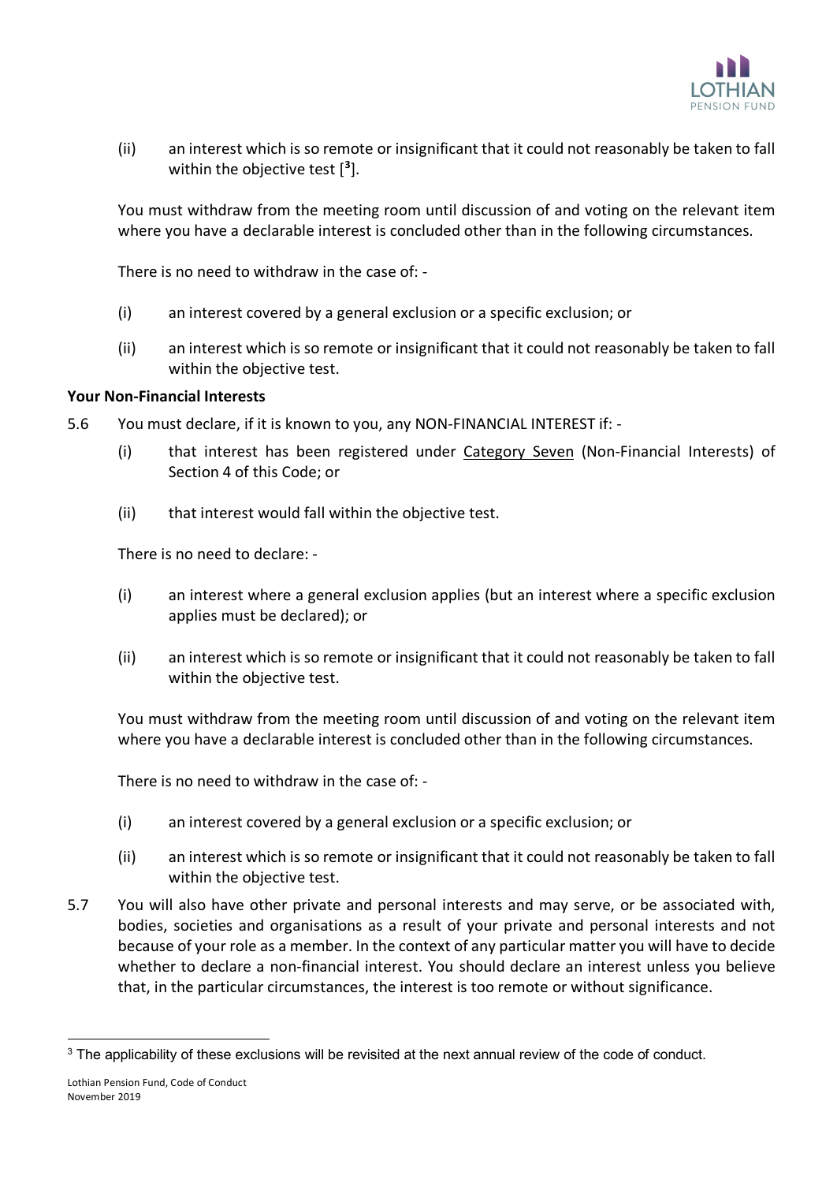(ii) an interest which is so remote or insignificant that it could not reasonably be taken to fall within the objective test [3].

You must withdraw from the meeting room until discussion of and voting on the relevant item where you have a declarable interest is concluded other than in the following circumstances.

There is no need to withdraw in the case of: -

(i) an interest covered by a general exclusion or a specific exclusion; or

(ii) an interest which is so remote or insignificant that it could not reasonably be taken to fall within the objective test.

**Your Non-Financial Interests**

5.6 You must declare, if it is known to you, any NON-FINANCIAL INTEREST if: -

(i) that interest has been registered under Category Seven (Non-Financial Interests) of Section 4 of this Code; or

(ii) that interest would fall within the objective test.

There is no need to declare: -

(i) an interest where a general exclusion applies (but an interest where a specific exclusion applies must be declared); or

(ii) an interest which is so remote or insignificant that it could not reasonably be taken to fall within the objective test.

You must withdraw from the meeting room until discussion of and voting on the relevant item where you have a declarable interest is concluded other than in the following circumstances.

There is no need to withdraw in the case of: -

(i) an interest covered by a general exclusion or a specific exclusion; or

(ii) an interest which is so remote or insignificant that it could not reasonably be taken to fall within the objective test.

5.7 You will also have other private and personal interests and may serve, or be associated with, bodies, societies and organisations as a result of your private and personal interests and not because of your role as a member. In the context of any particular matter you will have to decide whether to declare a non-financial interest. You should declare an interest unless you believe that, in the particular circumstances, the interest is too remote or without significance.

[3] The applicability of these exclusions will be revisited at the next annual review of the code of conduct.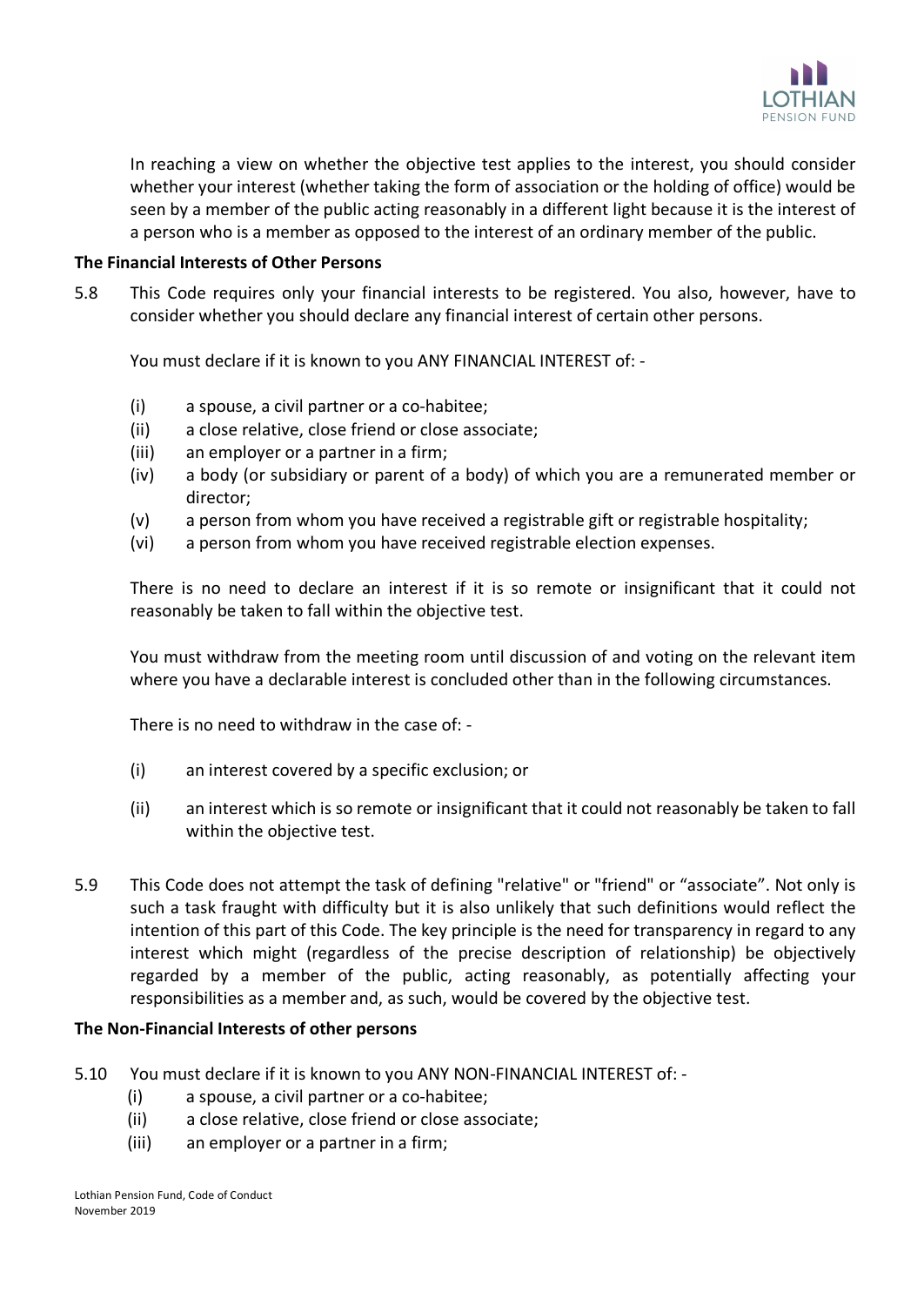In reaching a view on whether the objective test applies to the interest, you should consider whether your interest (whether taking the form of association or the holding of office) would be seen by a member of the public acting reasonably in a different light because it is the interest of a person who is a member as opposed to the interest of an ordinary member of the public.

**The Financial Interests of Other Persons**

5.8 This Code requires only your financial interests to be registered. You also, however, have to consider whether you should declare any financial interest of certain other persons.

You must declare if it is known to you ANY FINANCIAL INTEREST of: -

(i) a spouse, a civil partner or a co-habitee;
(ii) a close relative, close friend or close associate;
(iii) an employer or a partner in a firm;
(iv) a body (or subsidiary or parent of a body) of which you are a remunerated member or director;
(v) a person from whom you have received a registrable gift or registrable hospitality;
(vi) a person from whom you have received registrable election expenses.

There is no need to declare an interest if it is so remote or insignificant that it could not reasonably be taken to fall within the objective test.

You must withdraw from the meeting room until discussion of and voting on the relevant item where you have a declarable interest is concluded other than in the following circumstances.

There is no need to withdraw in the case of: -

(i) an interest covered by a specific exclusion; or

(ii) an interest which is so remote or insignificant that it could not reasonably be taken to fall within the objective test.

5.9 This Code does not attempt the task of defining "relative" or "friend" or "associate". Not only is such a task fraught with difficulty but it is also unlikely that such definitions would reflect the intention of this part of this Code. The key principle is the need for transparency in regard to any interest which might (regardless of the precise description of relationship) be objectively regarded by a member of the public, acting reasonably, as potentially affecting your responsibilities as a member and, as such, would be covered by the objective test.

**The Non-Financial Interests of other persons**

5.10 You must declare if it is known to you ANY NON-FINANCIAL INTEREST of: -

(i) a spouse, a civil partner or a co-habitee;
(ii) a close relative, close friend or close associate;
(iii) an employer or a partner in a firm;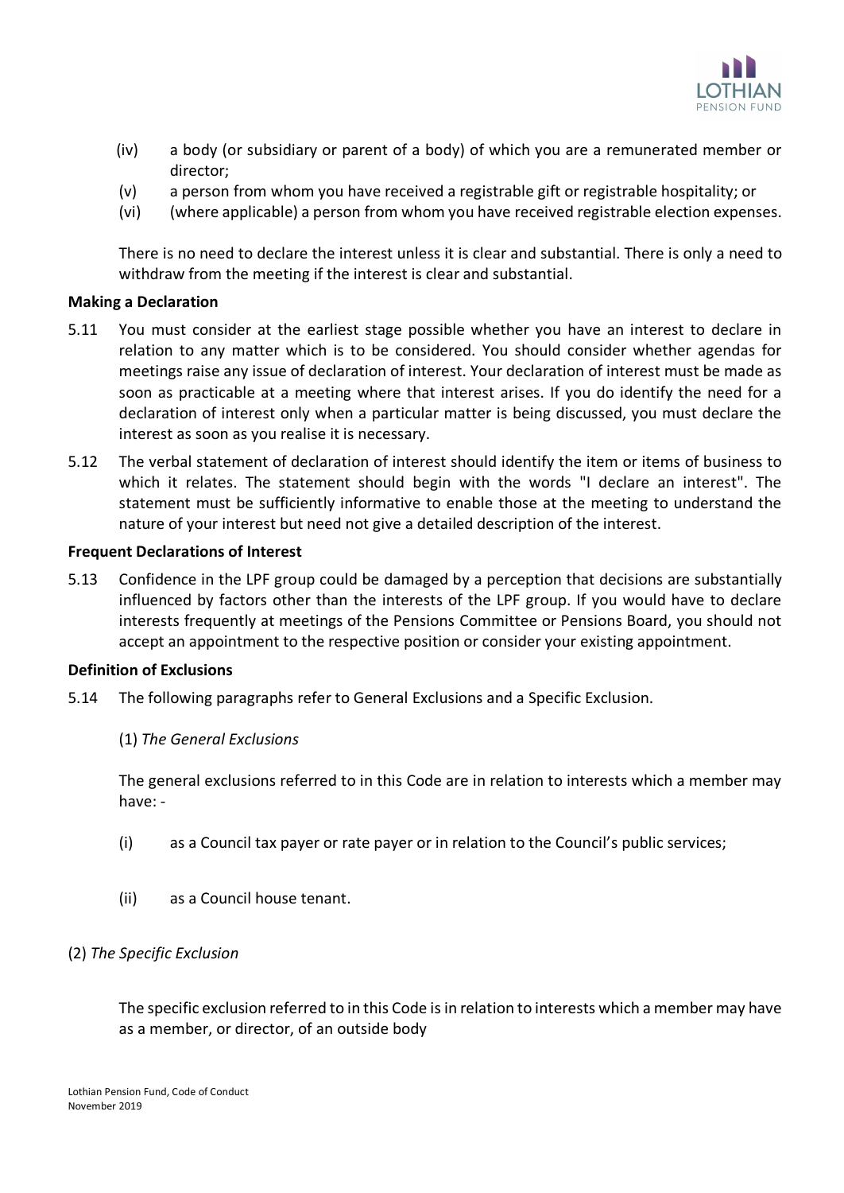(iv) a body (or subsidiary or parent of a body) of which you are a remunerated member or director;

(v) a person from whom you have received a registrable gift or registrable hospitality; or

(vi) (where applicable) a person from whom you have received registrable election expenses.

There is no need to declare the interest unless it is clear and substantial. There is only a need to withdraw from the meeting if the interest is clear and substantial.

**Making a Declaration**

5.11 You must consider at the earliest stage possible whether you have an interest to declare in relation to any matter which is to be considered. You should consider whether agendas for meetings raise any issue of declaration of interest. Your declaration of interest must be made as soon as practicable at a meeting where that interest arises. If you do identify the need for a declaration of interest only when a particular matter is being discussed, you must declare the interest as soon as you realise it is necessary.

5.12 The verbal statement of declaration of interest should identify the item or items of business to which it relates. The statement should begin with the words "I declare an interest". The statement must be sufficiently informative to enable those at the meeting to understand the nature of your interest but need not give a detailed description of the interest.

**Frequent Declarations of Interest**

5.13 Confidence in the LPF group could be damaged by a perception that decisions are substantially influenced by factors other than the interests of the LPF group. If you would have to declare interests frequently at meetings of the Pensions Committee or Pensions Board, you should not accept an appointment to the respective position or consider your existing appointment.

**Definition of Exclusions**

5.14 The following paragraphs refer to General Exclusions and a Specific Exclusion.

(1) *The General Exclusions*

The general exclusions referred to in this Code are in relation to interests which a member may have: -

(i) as a Council tax payer or rate payer or in relation to the Council's public services;

(ii) as a Council house tenant.

(2) *The Specific Exclusion*

The specific exclusion referred to in this Code is in relation to interests which a member may have as a member, or director, of an outside body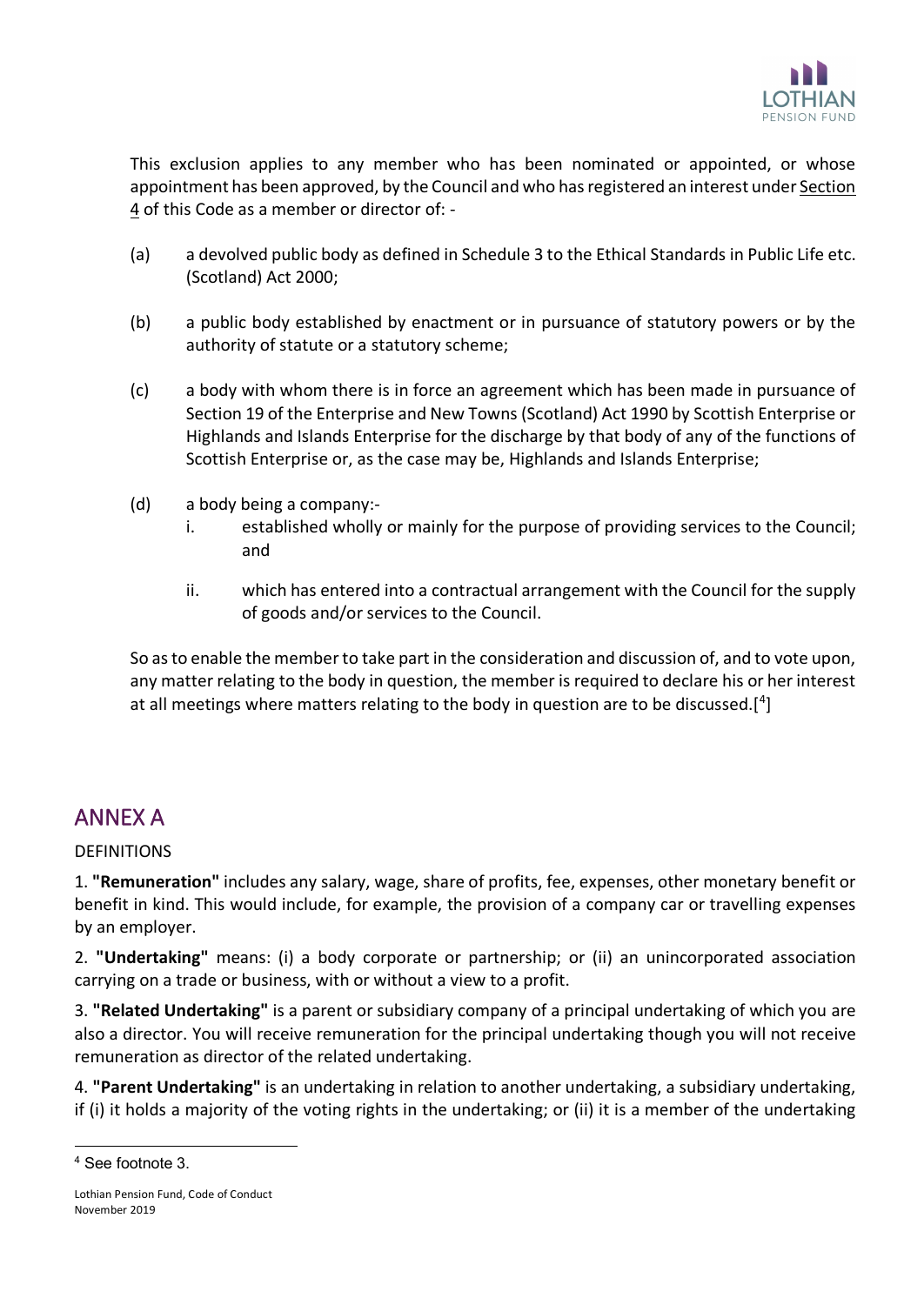This exclusion applies to any member who has been nominated or appointed, or whose appointment has been approved, by the Council and who has registered an interest under Section 4 of this Code as a member or director of: -

(a) a devolved public body as defined in Schedule 3 to the Ethical Standards in Public Life etc. (Scotland) Act 2000;

(b) a public body established by enactment or in pursuance of statutory powers or by the authority of statute or a statutory scheme;

(c) a body with whom there is in force an agreement which has been made in pursuance of Section 19 of the Enterprise and New Towns (Scotland) Act 1990 by Scottish Enterprise or Highlands and Islands Enterprise for the discharge by that body of any of the functions of Scottish Enterprise or, as the case may be, Highlands and Islands Enterprise;

(d) a body being a company:-

   i. established wholly or mainly for the purpose of providing services to the Council; and

   ii. which has entered into a contractual arrangement with the Council for the supply of goods and/or services to the Council.

So as to enable the member to take part in the consideration and discussion of, and to vote upon, any matter relating to the body in question, the member is required to declare his or her interest at all meetings where matters relating to the body in question are to be discussed.[4]

## ANNEX A

DEFINITIONS

1. **"Remuneration"** includes any salary, wage, share of profits, fee, expenses, other monetary benefit or benefit in kind. This would include, for example, the provision of a company car or travelling expenses by an employer.

2. **"Undertaking"** means: (i) a body corporate or partnership; or (ii) an unincorporated association carrying on a trade or business, with or without a view to a profit.

3. **"Related Undertaking"** is a parent or subsidiary company of a principal undertaking of which you are also a director. You will receive remuneration for the principal undertaking though you will not receive remuneration as director of the related undertaking.

4. **"Parent Undertaking"** is an undertaking in relation to another undertaking, a subsidiary undertaking, if (i) it holds a majority of the voting rights in the undertaking; or (ii) it is a member of the undertaking

[4] See footnote 3.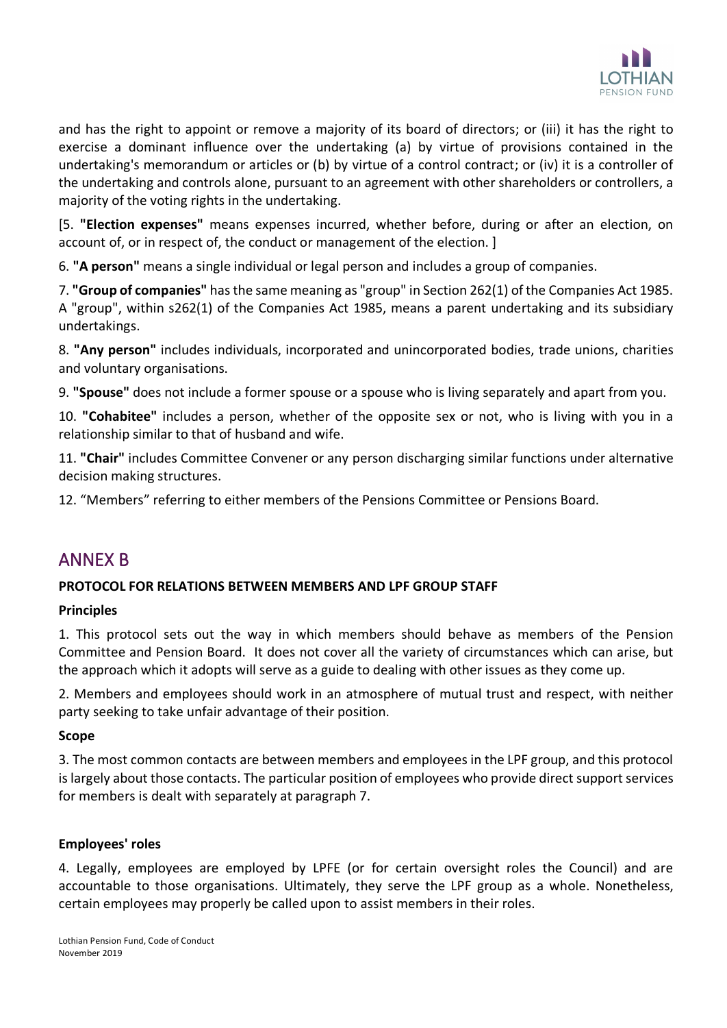and has the right to appoint or remove a majority of its board of directors; or (iii) it has the right to exercise a dominant influence over the undertaking (a) by virtue of provisions contained in the undertaking's memorandum or articles or (b) by virtue of a control contract; or (iv) it is a controller of the undertaking and controls alone, pursuant to an agreement with other shareholders or controllers, a majority of the voting rights in the undertaking.

[5. **"Election expenses"** means expenses incurred, whether before, during or after an election, on account of, or in respect of, the conduct or management of the election. ]

6. **"A person"** means a single individual or legal person and includes a group of companies.

7. **"Group of companies"** has the same meaning as "group" in Section 262(1) of the Companies Act 1985. A "group", within s262(1) of the Companies Act 1985, means a parent undertaking and its subsidiary undertakings.

8. **"Any person"** includes individuals, incorporated and unincorporated bodies, trade unions, charities and voluntary organisations.

9. **"Spouse"** does not include a former spouse or a spouse who is living separately and apart from you.

10. **"Cohabitee"** includes a person, whether of the opposite sex or not, who is living with you in a relationship similar to that of husband and wife.

11. **"Chair"** includes Committee Convener or any person discharging similar functions under alternative decision making structures.

12. "Members" referring to either members of the Pensions Committee or Pensions Board.

## ANNEX B

**PROTOCOL FOR RELATIONS BETWEEN MEMBERS AND LPF GROUP STAFF**

**Principles**

1. This protocol sets out the way in which members should behave as members of the Pension Committee and Pension Board. It does not cover all the variety of circumstances which can arise, but the approach which it adopts will serve as a guide to dealing with other issues as they come up.

2. Members and employees should work in an atmosphere of mutual trust and respect, with neither party seeking to take unfair advantage of their position.

**Scope**

3. The most common contacts are between members and employees in the LPF group, and this protocol is largely about those contacts. The particular position of employees who provide direct support services for members is dealt with separately at paragraph 7.

**Employees' roles**

4. Legally, employees are employed by LPFE (or for certain oversight roles the Council) and are accountable to those organisations. Ultimately, they serve the LPF group as a whole. Nonetheless, certain employees may properly be called upon to assist members in their roles.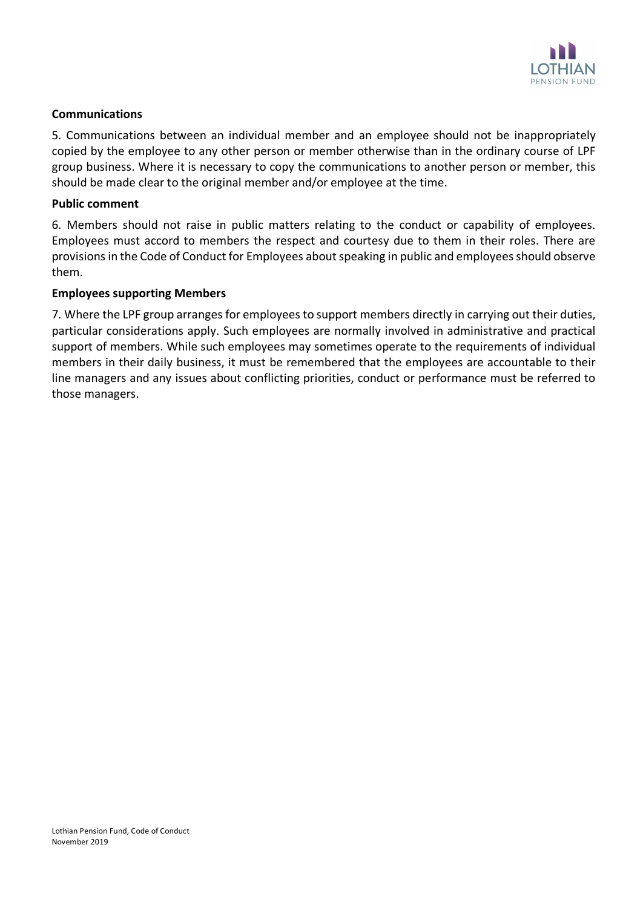**Communications**

5. Communications between an individual member and an employee should not be inappropriately copied by the employee to any other person or member otherwise than in the ordinary course of LPF group business. Where it is necessary to copy the communications to another person or member, this should be made clear to the original member and/or employee at the time.

**Public comment**

6. Members should not raise in public matters relating to the conduct or capability of employees. Employees must accord to members the respect and courtesy due to them in their roles. There are provisions in the Code of Conduct for Employees about speaking in public and employees should observe them.

**Employees supporting Members**

7. Where the LPF group arranges for employees to support members directly in carrying out their duties, particular considerations apply. Such employees are normally involved in administrative and practical support of members. While such employees may sometimes operate to the requirements of individual members in their daily business, it must be remembered that the employees are accountable to their line managers and any issues about conflicting priorities, conduct or performance must be referred to those managers.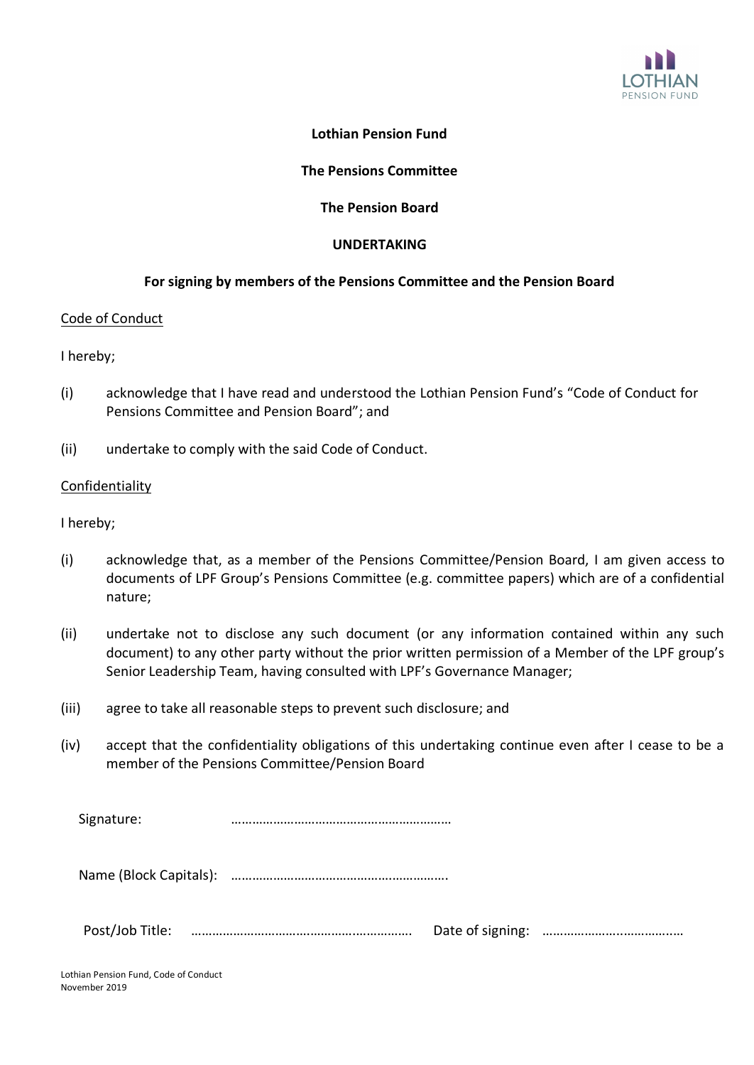**Lothian Pension Fund**

**The Pensions Committee**

**The Pension Board**

**UNDERTAKING**

**For signing by members of the Pensions Committee and the Pension Board**

Code of Conduct

I hereby;

(i) acknowledge that I have read and understood the Lothian Pension Fund's "Code of Conduct for Pensions Committee and Pension Board"; and

(ii) undertake to comply with the said Code of Conduct.

Confidentiality

I hereby;

(i) acknowledge that, as a member of the Pensions Committee/Pension Board, I am given access to documents of LPF Group's Pensions Committee (e.g. committee papers) which are of a confidential nature;

(ii) undertake not to disclose any such document (or any information contained within any such document) to any other party without the prior written permission of a Member of the LPF group's Senior Leadership Team, having consulted with LPF's Governance Manager;

(iii) agree to take all reasonable steps to prevent such disclosure; and

(iv) accept that the confidentiality obligations of this undertaking continue even after I cease to be a member of the Pensions Committee/Pension Board

Signature: ……………………………………………………

Name (Block Capitals): …………………………………………………..

Post/Job Title: ……………………………………………………. Date of signing: ………………………………….